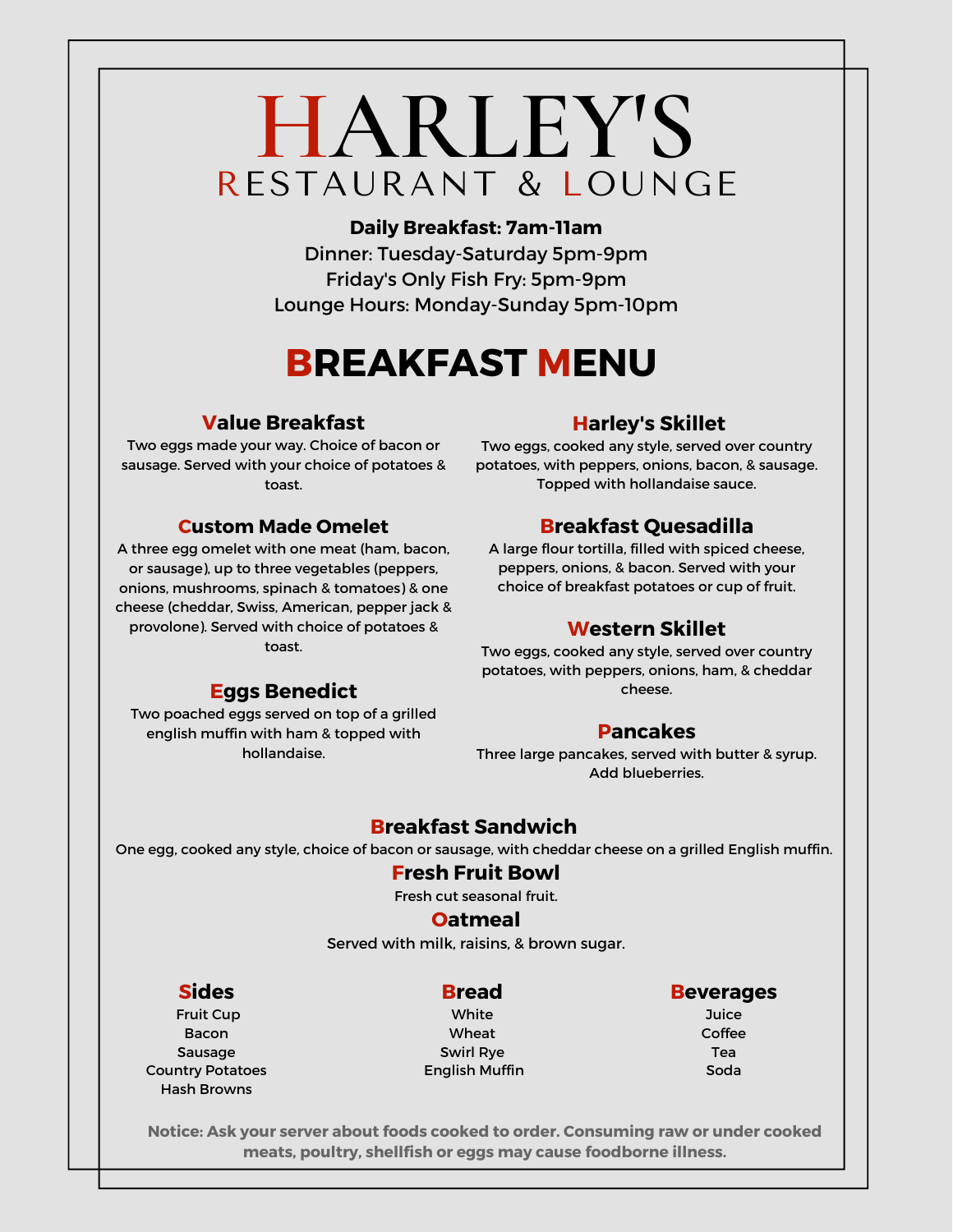# HARLEY'S

## RESTAURANT & LOUNGE

**Daily Breakfast: 7am-11am**

Dinner: Tuesday-Saturday 5pm-9pm

Friday's Only Fish Fry: 5pm-9pm

Lounge Hours: Monday-Sunday 5pm-10pm

## BREAKFAST MENU

### Value Breakfast

Two eggs made your way. Choice of bacon or sausage. Served with your choice of potatoes & toast.

### Custom Made Omelet

A three egg omelet with one meat (ham, bacon, or sausage), up to three vegetables (peppers, onions, mushrooms, spinach & tomatoes) & one cheese (cheddar, Swiss, American, pepper jack & provolone). Served with choice of potatoes & toast.

### Eggs Benedict

Two poached eggs served on top of a grilled english muffin with ham & topped with hollandaise.

### Harley's Skillet

Two eggs, cooked any style, served over country potatoes, with peppers, onions, bacon, & sausage. Topped with hollandaise sauce.

### Breakfast Quesadilla

A large flour tortilla, filled with spiced cheese, peppers, onions, & bacon. Served with your choice of breakfast potatoes or cup of fruit.

### Western Skillet

Two eggs, cooked any style, served over country potatoes, with peppers, onions, ham, & cheddar cheese.

### Pancakes

Three large pancakes, served with butter & syrup. Add blueberries.

### Breakfast Sandwich

One egg, cooked any style, choice of bacon or sausage, with cheddar cheese on a grilled English muffin.

### Fresh Fruit Bowl

Fresh cut seasonal fruit.

### Oatmeal

Served with milk, raisins, & brown sugar.

### Sides

- Fruit Cup
- Bacon
- Sausage
- Country Potatoes
- Hash Browns

### Bread

- White
- Wheat
- Swirl Rye
- English Muffin

### Beverages

- Juice
- Coffee
- Tea
- Soda

**Notice: Ask your server about foods cooked to order. Consuming raw or under cooked meats, poultry, shellfish or eggs may cause foodborne illness.**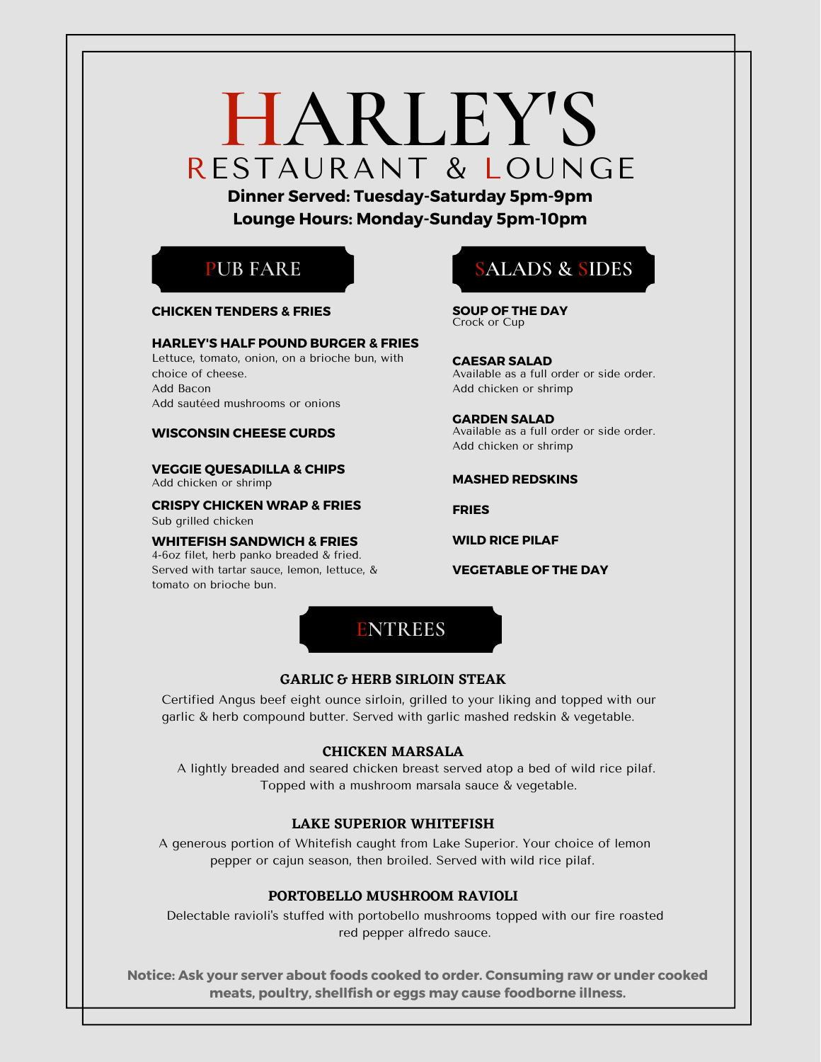# HARLEY'S

## RESTAURANT & LOUNGE

**Dinner Served: Tuesday-Saturday 5pm-9pm**

**Lounge Hours: Monday-Sunday 5pm-10pm**

## PUB FARE

**CHICKEN TENDERS & FRIES**

**HARLEY'S HALF POUND BURGER & FRIES**
Lettuce, tomato, onion, on a brioche bun, with choice of cheese.
Add Bacon
Add sautéed mushrooms or onions

**WISCONSIN CHEESE CURDS**

**VEGGIE QUESADILLA & CHIPS**
Add chicken or shrimp

**CRISPY CHICKEN WRAP & FRIES**
Sub grilled chicken

**WHITEFISH SANDWICH & FRIES**
4-6oz filet, herb panko breaded & fried. Served with tartar sauce, lemon, lettuce, & tomato on brioche bun.

## SALADS & SIDES

**SOUP OF THE DAY**
Crock or Cup

**CAESAR SALAD**
Available as a full order or side order.
Add chicken or shrimp

**GARDEN SALAD**
Available as a full order or side order.
Add chicken or shrimp

**MASHED REDSKINS**

**FRIES**

**WILD RICE PILAF**

**VEGETABLE OF THE DAY**

## ENTREES

**GARLIC & HERB SIRLOIN STEAK**
Certified Angus beef eight ounce sirloin, grilled to your liking and topped with our garlic & herb compound butter. Served with garlic mashed redskin & vegetable.

**CHICKEN MARSALA**
A lightly breaded and seared chicken breast served atop a bed of wild rice pilaf. Topped with a mushroom marsala sauce & vegetable.

**LAKE SUPERIOR WHITEFISH**
A generous portion of Whitefish caught from Lake Superior. Your choice of lemon pepper or cajun season, then broiled. Served with wild rice pilaf.

**PORTOBELLO MUSHROOM RAVIOLI**
Delectable ravioli's stuffed with portobello mushrooms topped with our fire roasted red pepper alfredo sauce.

**Notice: Ask your server about foods cooked to order. Consuming raw or under cooked meats, poultry, shellfish or eggs may cause foodborne illness.**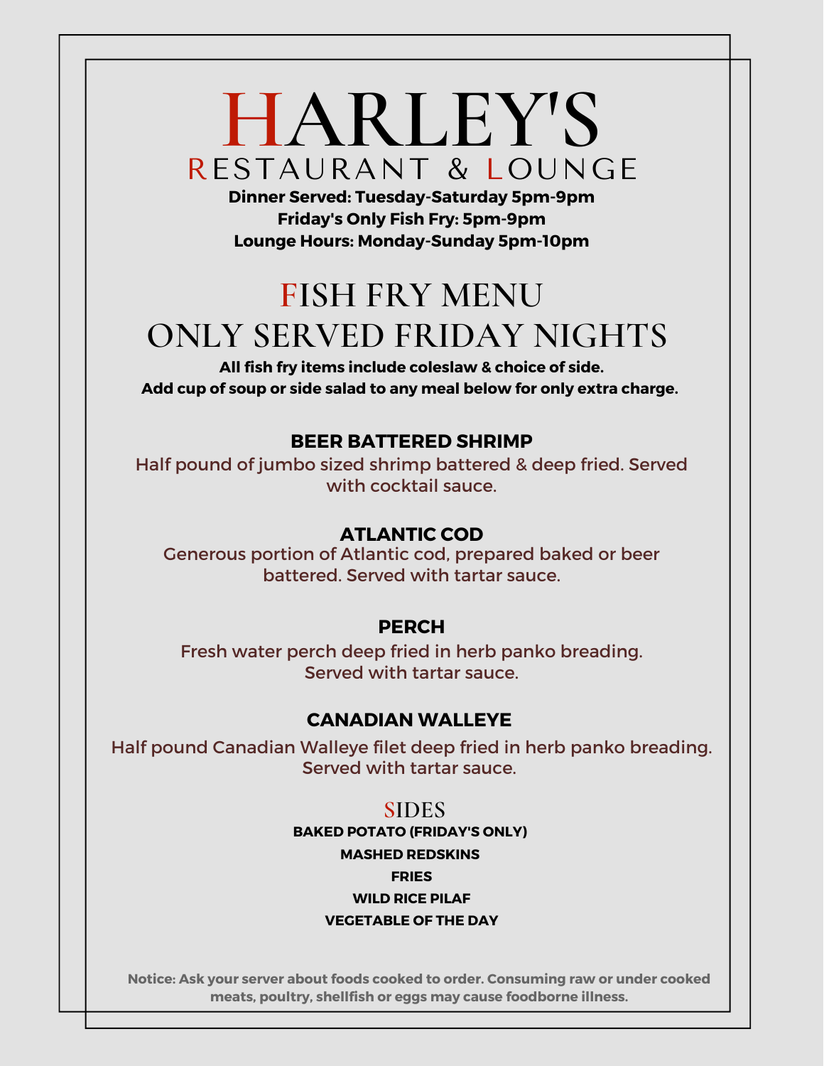# HARLEY'S

## RESTAURANT & LOUNGE

**Dinner Served: Tuesday-Saturday 5pm-9pm**
**Friday's Only Fish Fry: 5pm-9pm**
**Lounge Hours: Monday-Sunday 5pm-10pm**

# FISH FRY MENU
# ONLY SERVED FRIDAY NIGHTS

**All fish fry items include coleslaw & choice of side.**
**Add cup of soup or side salad to any meal below for only extra charge.**

### BEER BATTERED SHRIMP

Half pound of jumbo sized shrimp battered & deep fried. Served with cocktail sauce.

### ATLANTIC COD

Generous portion of Atlantic cod, prepared baked or beer battered. Served with tartar sauce.

### PERCH

Fresh water perch deep fried in herb panko breading. Served with tartar sauce.

### CANADIAN WALLEYE

Half pound Canadian Walleye filet deep fried in herb panko breading. Served with tartar sauce.

## SIDES

**BAKED POTATO (FRIDAY'S ONLY)**
**MASHED REDSKINS**
**FRIES**
**WILD RICE PILAF**
**VEGETABLE OF THE DAY**

**Notice: Ask your server about foods cooked to order. Consuming raw or under cooked meats, poultry, shellfish or eggs may cause foodborne illness.**